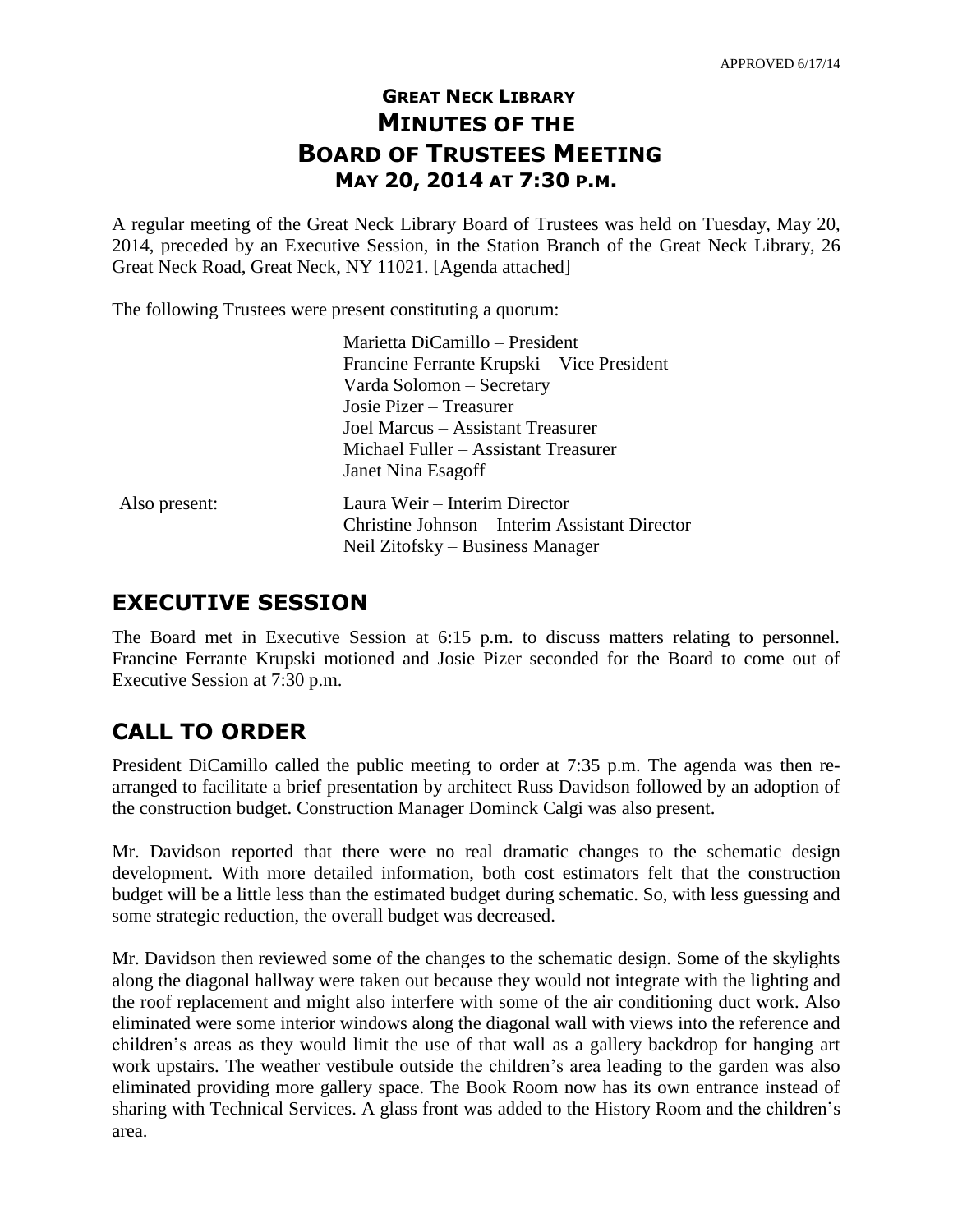APPROVED 6/17/14

# GREAT NECK LIBRARY MINUTES OF THE BOARD OF TRUSTEES MEETING MAY 20, 2014 AT 7:30 P.M.

A regular meeting of the Great Neck Library Board of Trustees was held on Tuesday, May 20, 2014, preceded by an Executive Session, in the Station Branch of the Great Neck Library, 26 Great Neck Road, Great Neck, NY 11021. [Agenda attached]

The following Trustees were present constituting a quorum:

Marietta DiCamillo – President
Francine Ferrante Krupski – Vice President
Varda Solomon – Secretary
Josie Pizer – Treasurer
Joel Marcus – Assistant Treasurer
Michael Fuller – Assistant Treasurer
Janet Nina Esagoff

Also present:
Laura Weir – Interim Director
Christine Johnson – Interim Assistant Director
Neil Zitofsky – Business Manager

## EXECUTIVE SESSION

The Board met in Executive Session at 6:15 p.m. to discuss matters relating to personnel. Francine Ferrante Krupski motioned and Josie Pizer seconded for the Board to come out of Executive Session at 7:30 p.m.

## CALL TO ORDER

President DiCamillo called the public meeting to order at 7:35 p.m. The agenda was then re-arranged to facilitate a brief presentation by architect Russ Davidson followed by an adoption of the construction budget. Construction Manager Dominck Calgi was also present.

Mr. Davidson reported that there were no real dramatic changes to the schematic design development. With more detailed information, both cost estimators felt that the construction budget will be a little less than the estimated budget during schematic. So, with less guessing and some strategic reduction, the overall budget was decreased.

Mr. Davidson then reviewed some of the changes to the schematic design. Some of the skylights along the diagonal hallway were taken out because they would not integrate with the lighting and the roof replacement and might also interfere with some of the air conditioning duct work. Also eliminated were some interior windows along the diagonal wall with views into the reference and children's areas as they would limit the use of that wall as a gallery backdrop for hanging art work upstairs. The weather vestibule outside the children's area leading to the garden was also eliminated providing more gallery space. The Book Room now has its own entrance instead of sharing with Technical Services. A glass front was added to the History Room and the children's area.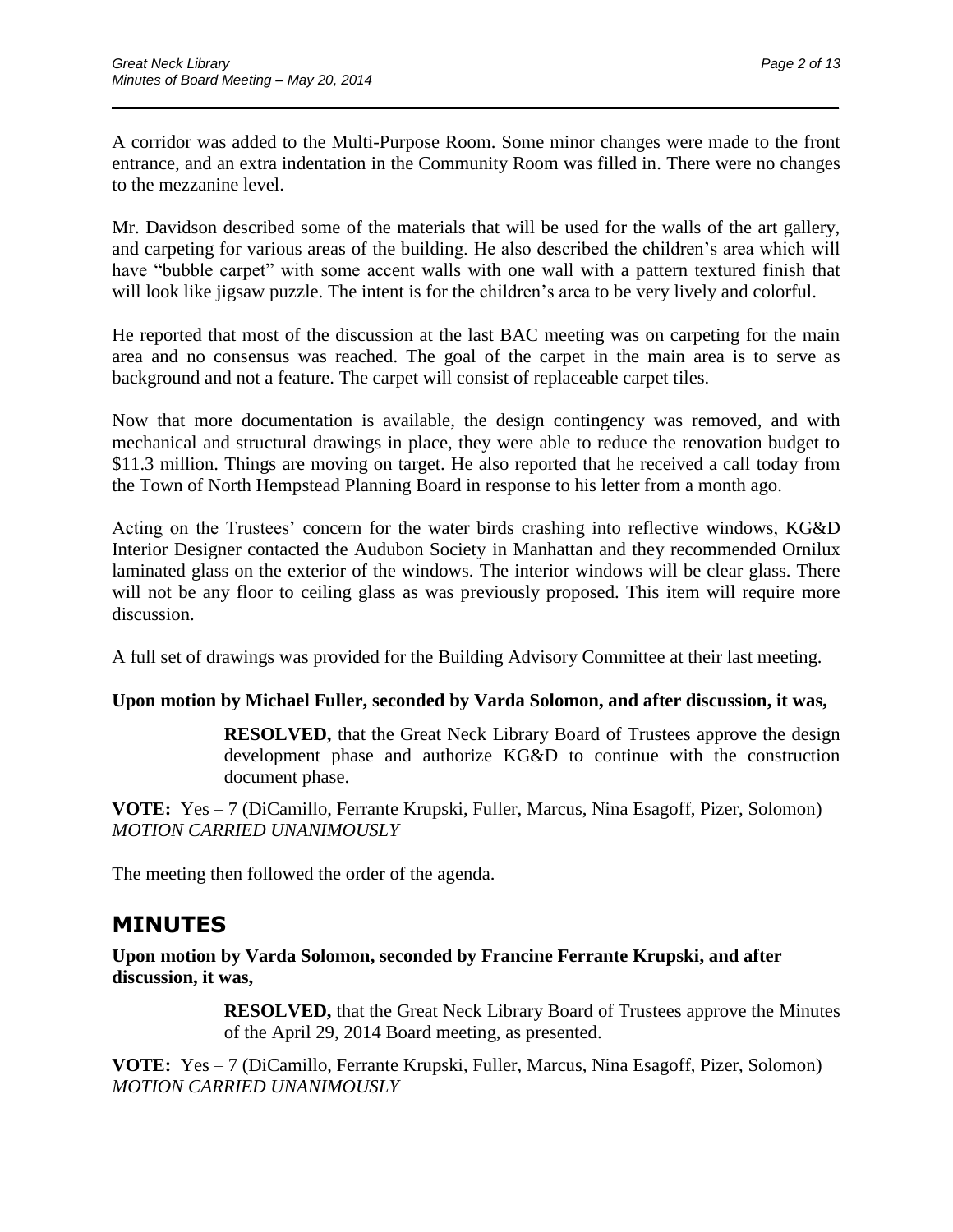A corridor was added to the Multi-Purpose Room. Some minor changes were made to the front entrance, and an extra indentation in the Community Room was filled in. There were no changes to the mezzanine level.

Mr. Davidson described some of the materials that will be used for the walls of the art gallery, and carpeting for various areas of the building. He also described the children's area which will have "bubble carpet" with some accent walls with one wall with a pattern textured finish that will look like jigsaw puzzle. The intent is for the children's area to be very lively and colorful.

He reported that most of the discussion at the last BAC meeting was on carpeting for the main area and no consensus was reached. The goal of the carpet in the main area is to serve as background and not a feature. The carpet will consist of replaceable carpet tiles.

Now that more documentation is available, the design contingency was removed, and with mechanical and structural drawings in place, they were able to reduce the renovation budget to $11.3 million. Things are moving on target. He also reported that he received a call today from the Town of North Hempstead Planning Board in response to his letter from a month ago.

Acting on the Trustees' concern for the water birds crashing into reflective windows, KG&D Interior Designer contacted the Audubon Society in Manhattan and they recommended Ornilux laminated glass on the exterior of the windows. The interior windows will be clear glass. There will not be any floor to ceiling glass as was previously proposed. This item will require more discussion.

A full set of drawings was provided for the Building Advisory Committee at their last meeting.

**Upon motion by Michael Fuller, seconded by Varda Solomon, and after discussion, it was,**

> **RESOLVED,** that the Great Neck Library Board of Trustees approve the design development phase and authorize KG&D to continue with the construction document phase.

**VOTE:** Yes – 7 (DiCamillo, Ferrante Krupski, Fuller, Marcus, Nina Esagoff, Pizer, Solomon)
*MOTION CARRIED UNANIMOUSLY*

The meeting then followed the order of the agenda.

## MINUTES

**Upon motion by Varda Solomon, seconded by Francine Ferrante Krupski, and after discussion, it was,**

> **RESOLVED,** that the Great Neck Library Board of Trustees approve the Minutes of the April 29, 2014 Board meeting, as presented.

**VOTE:** Yes – 7 (DiCamillo, Ferrante Krupski, Fuller, Marcus, Nina Esagoff, Pizer, Solomon)
*MOTION CARRIED UNANIMOUSLY*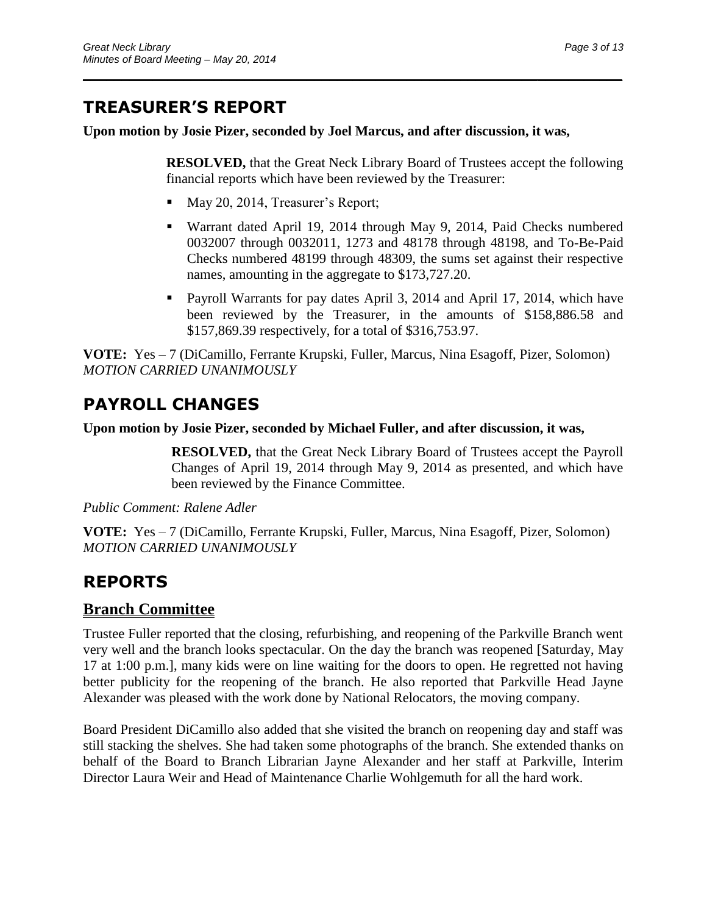## TREASURER'S REPORT

**Upon motion by Josie Pizer, seconded by Joel Marcus, and after discussion, it was,**

> **RESOLVED,** that the Great Neck Library Board of Trustees accept the following financial reports which have been reviewed by the Treasurer:
>
> - May 20, 2014, Treasurer's Report;
> - Warrant dated April 19, 2014 through May 9, 2014, Paid Checks numbered 0032007 through 0032011, 1273 and 48178 through 48198, and To-Be-Paid Checks numbered 48199 through 48309, the sums set against their respective names, amounting in the aggregate to $173,727.20.
> - Payroll Warrants for pay dates April 3, 2014 and April 17, 2014, which have been reviewed by the Treasurer, in the amounts of $158,886.58 and $157,869.39 respectively, for a total of $316,753.97.

**VOTE:** Yes – 7 (DiCamillo, Ferrante Krupski, Fuller, Marcus, Nina Esagoff, Pizer, Solomon)
*MOTION CARRIED UNANIMOUSLY*

## PAYROLL CHANGES

**Upon motion by Josie Pizer, seconded by Michael Fuller, and after discussion, it was,**

> **RESOLVED,** that the Great Neck Library Board of Trustees accept the Payroll Changes of April 19, 2014 through May 9, 2014 as presented, and which have been reviewed by the Finance Committee.

*Public Comment: Ralene Adler*

**VOTE:** Yes – 7 (DiCamillo, Ferrante Krupski, Fuller, Marcus, Nina Esagoff, Pizer, Solomon)
*MOTION CARRIED UNANIMOUSLY*

## REPORTS

### Branch Committee

Trustee Fuller reported that the closing, refurbishing, and reopening of the Parkville Branch went very well and the branch looks spectacular. On the day the branch was reopened [Saturday, May 17 at 1:00 p.m.], many kids were on line waiting for the doors to open. He regretted not having better publicity for the reopening of the branch. He also reported that Parkville Head Jayne Alexander was pleased with the work done by National Relocators, the moving company.

Board President DiCamillo also added that she visited the branch on reopening day and staff was still stacking the shelves. She had taken some photographs of the branch. She extended thanks on behalf of the Board to Branch Librarian Jayne Alexander and her staff at Parkville, Interim Director Laura Weir and Head of Maintenance Charlie Wohlgemuth for all the hard work.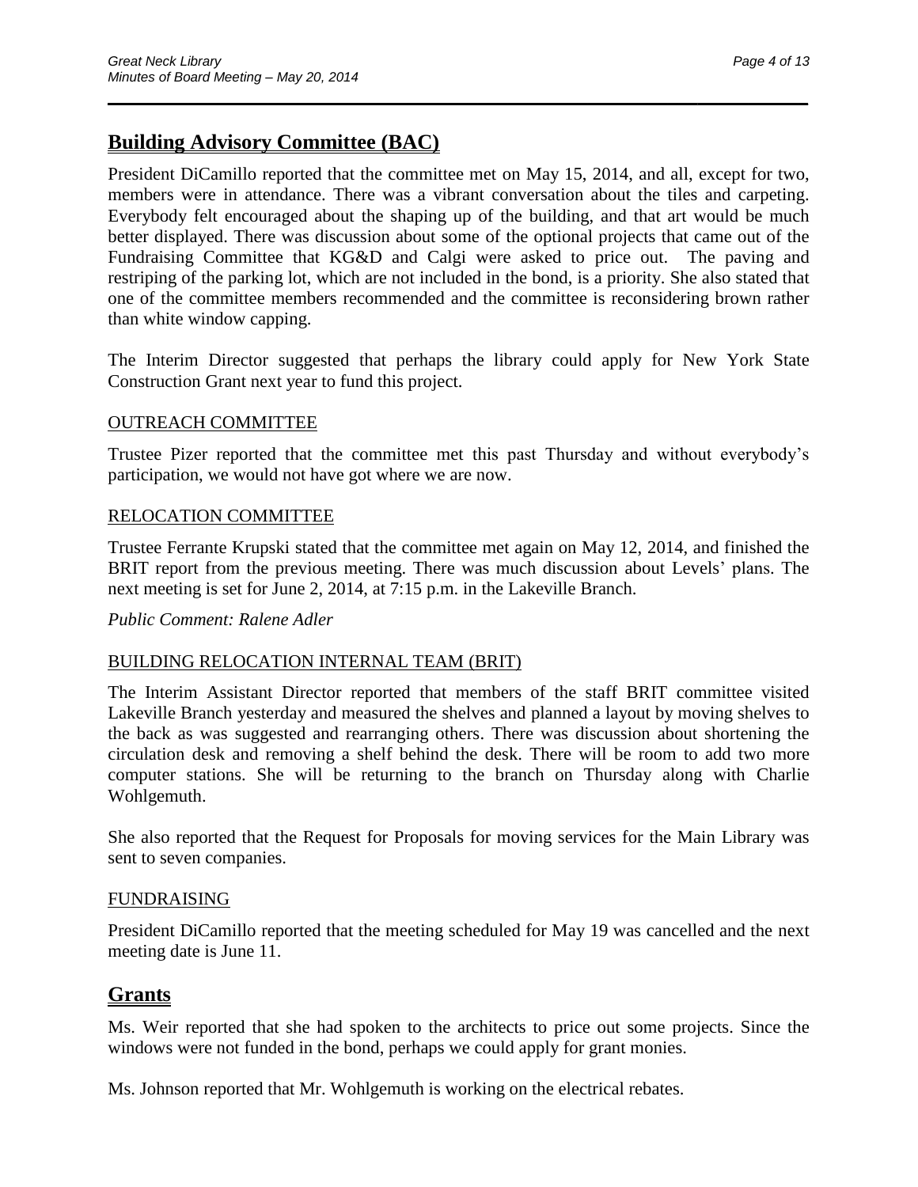## Building Advisory Committee (BAC)

President DiCamillo reported that the committee met on May 15, 2014, and all, except for two, members were in attendance. There was a vibrant conversation about the tiles and carpeting. Everybody felt encouraged about the shaping up of the building, and that art would be much better displayed. There was discussion about some of the optional projects that came out of the Fundraising Committee that KG&D and Calgi were asked to price out. The paving and restriping of the parking lot, which are not included in the bond, is a priority. She also stated that one of the committee members recommended and the committee is reconsidering brown rather than white window capping.

The Interim Director suggested that perhaps the library could apply for New York State Construction Grant next year to fund this project.

### OUTREACH COMMITTEE

Trustee Pizer reported that the committee met this past Thursday and without everybody's participation, we would not have got where we are now.

### RELOCATION COMMITTEE

Trustee Ferrante Krupski stated that the committee met again on May 12, 2014, and finished the BRIT report from the previous meeting. There was much discussion about Levels' plans. The next meeting is set for June 2, 2014, at 7:15 p.m. in the Lakeville Branch.

*Public Comment: Ralene Adler*

### BUILDING RELOCATION INTERNAL TEAM (BRIT)

The Interim Assistant Director reported that members of the staff BRIT committee visited Lakeville Branch yesterday and measured the shelves and planned a layout by moving shelves to the back as was suggested and rearranging others. There was discussion about shortening the circulation desk and removing a shelf behind the desk. There will be room to add two more computer stations. She will be returning to the branch on Thursday along with Charlie Wohlgemuth.

She also reported that the Request for Proposals for moving services for the Main Library was sent to seven companies.

### FUNDRAISING

President DiCamillo reported that the meeting scheduled for May 19 was cancelled and the next meeting date is June 11.

## Grants

Ms. Weir reported that she had spoken to the architects to price out some projects. Since the windows were not funded in the bond, perhaps we could apply for grant monies.

Ms. Johnson reported that Mr. Wohlgemuth is working on the electrical rebates.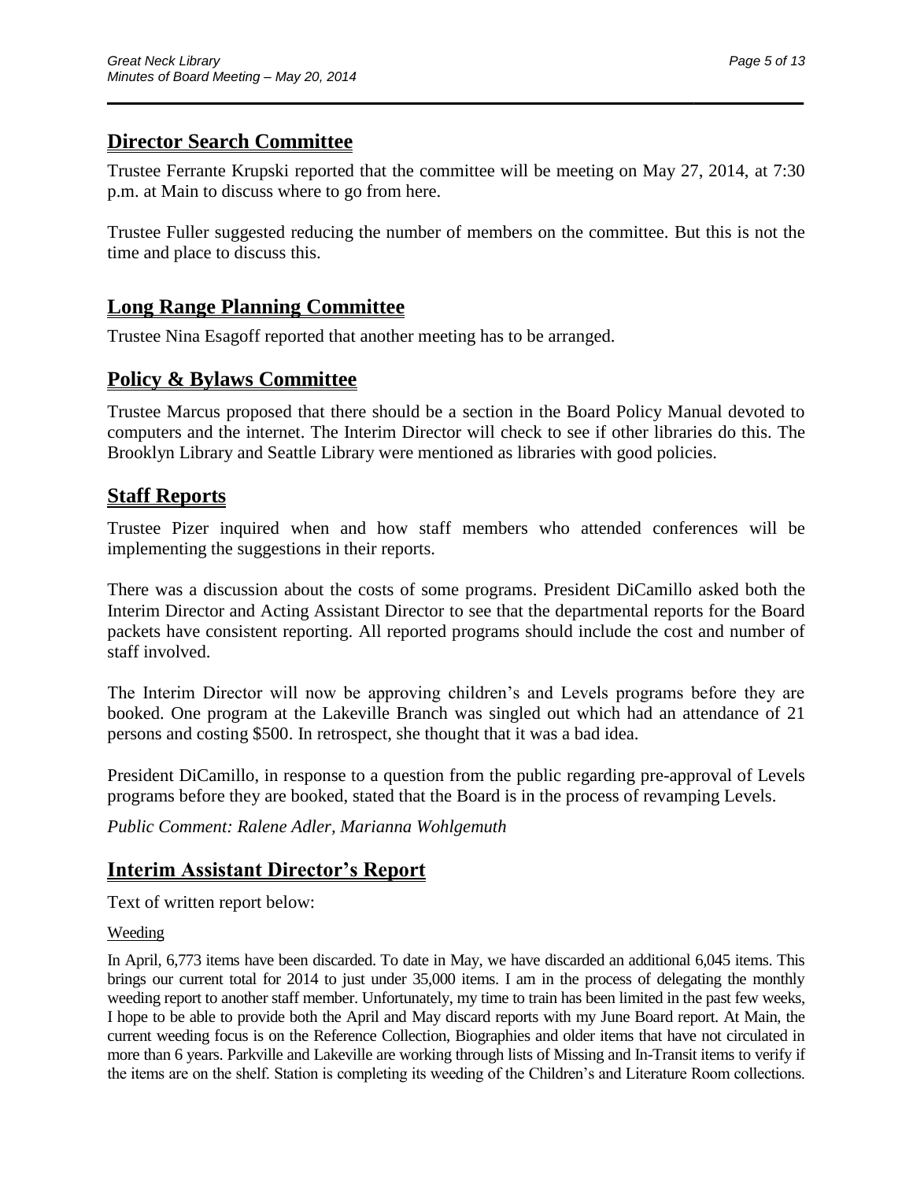## Director Search Committee

Trustee Ferrante Krupski reported that the committee will be meeting on May 27, 2014, at 7:30 p.m. at Main to discuss where to go from here.

Trustee Fuller suggested reducing the number of members on the committee. But this is not the time and place to discuss this.

## Long Range Planning Committee

Trustee Nina Esagoff reported that another meeting has to be arranged.

## Policy & Bylaws Committee

Trustee Marcus proposed that there should be a section in the Board Policy Manual devoted to computers and the internet. The Interim Director will check to see if other libraries do this. The Brooklyn Library and Seattle Library were mentioned as libraries with good policies.

## Staff Reports

Trustee Pizer inquired when and how staff members who attended conferences will be implementing the suggestions in their reports.

There was a discussion about the costs of some programs. President DiCamillo asked both the Interim Director and Acting Assistant Director to see that the departmental reports for the Board packets have consistent reporting. All reported programs should include the cost and number of staff involved.

The Interim Director will now be approving children's and Levels programs before they are booked. One program at the Lakeville Branch was singled out which had an attendance of 21 persons and costing $500. In retrospect, she thought that it was a bad idea.

President DiCamillo, in response to a question from the public regarding pre-approval of Levels programs before they are booked, stated that the Board is in the process of revamping Levels.

*Public Comment: Ralene Adler, Marianna Wohlgemuth*

## Interim Assistant Director's Report

Text of written report below:

Weeding

In April, 6,773 items have been discarded. To date in May, we have discarded an additional 6,045 items. This brings our current total for 2014 to just under 35,000 items. I am in the process of delegating the monthly weeding report to another staff member. Unfortunately, my time to train has been limited in the past few weeks, I hope to be able to provide both the April and May discard reports with my June Board report. At Main, the current weeding focus is on the Reference Collection, Biographies and older items that have not circulated in more than 6 years. Parkville and Lakeville are working through lists of Missing and In-Transit items to verify if the items are on the shelf. Station is completing its weeding of the Children's and Literature Room collections.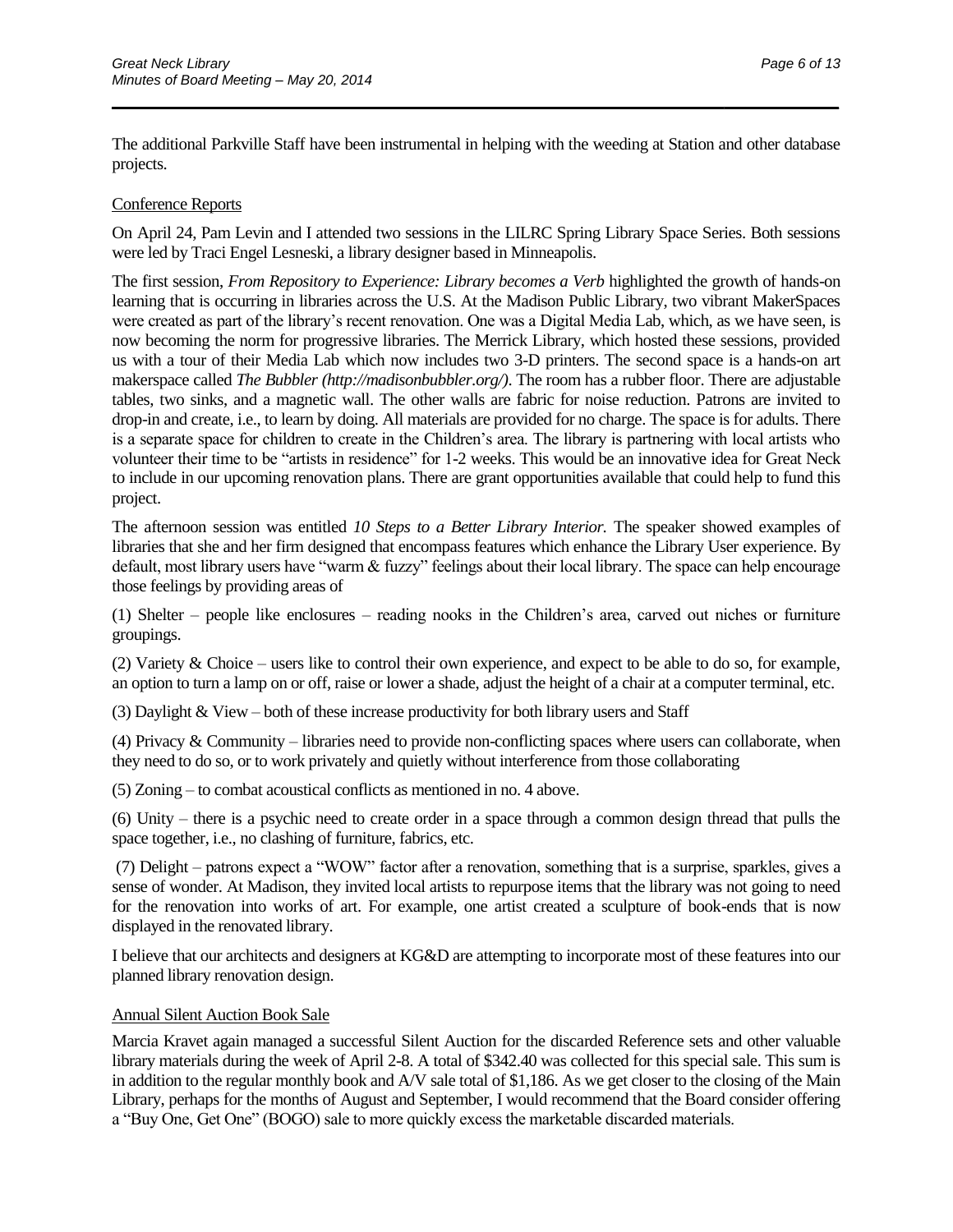The additional Parkville Staff have been instrumental in helping with the weeding at Station and other database projects.

Conference Reports

On April 24, Pam Levin and I attended two sessions in the LILRC Spring Library Space Series. Both sessions were led by Traci Engel Lesneski, a library designer based in Minneapolis.

The first session, *From Repository to Experience: Library becomes a Verb* highlighted the growth of hands-on learning that is occurring in libraries across the U.S. At the Madison Public Library, two vibrant MakerSpaces were created as part of the library's recent renovation. One was a Digital Media Lab, which, as we have seen, is now becoming the norm for progressive libraries. The Merrick Library, which hosted these sessions, provided us with a tour of their Media Lab which now includes two 3-D printers. The second space is a hands-on art makerspace called *The Bubbler (http://madisonbubbler.org/)*. The room has a rubber floor. There are adjustable tables, two sinks, and a magnetic wall. The other walls are fabric for noise reduction. Patrons are invited to drop-in and create, i.e., to learn by doing. All materials are provided for no charge. The space is for adults. There is a separate space for children to create in the Children's area. The library is partnering with local artists who volunteer their time to be "artists in residence" for 1-2 weeks. This would be an innovative idea for Great Neck to include in our upcoming renovation plans. There are grant opportunities available that could help to fund this project.

The afternoon session was entitled *10 Steps to a Better Library Interior.* The speaker showed examples of libraries that she and her firm designed that encompass features which enhance the Library User experience. By default, most library users have "warm & fuzzy" feelings about their local library. The space can help encourage those feelings by providing areas of

(1) Shelter – people like enclosures – reading nooks in the Children's area, carved out niches or furniture groupings.

(2) Variety & Choice – users like to control their own experience, and expect to be able to do so, for example, an option to turn a lamp on or off, raise or lower a shade, adjust the height of a chair at a computer terminal, etc.

(3) Daylight & View – both of these increase productivity for both library users and Staff

(4) Privacy & Community – libraries need to provide non-conflicting spaces where users can collaborate, when they need to do so, or to work privately and quietly without interference from those collaborating

(5) Zoning – to combat acoustical conflicts as mentioned in no. 4 above.

(6) Unity – there is a psychic need to create order in a space through a common design thread that pulls the space together, i.e., no clashing of furniture, fabrics, etc.

(7) Delight – patrons expect a "WOW" factor after a renovation, something that is a surprise, sparkles, gives a sense of wonder. At Madison, they invited local artists to repurpose items that the library was not going to need for the renovation into works of art. For example, one artist created a sculpture of book-ends that is now displayed in the renovated library.

I believe that our architects and designers at KG&D are attempting to incorporate most of these features into our planned library renovation design.

Annual Silent Auction Book Sale

Marcia Kravet again managed a successful Silent Auction for the discarded Reference sets and other valuable library materials during the week of April 2-8. A total of $342.40 was collected for this special sale. This sum is in addition to the regular monthly book and A/V sale total of $1,186. As we get closer to the closing of the Main Library, perhaps for the months of August and September, I would recommend that the Board consider offering a "Buy One, Get One" (BOGO) sale to more quickly excess the marketable discarded materials.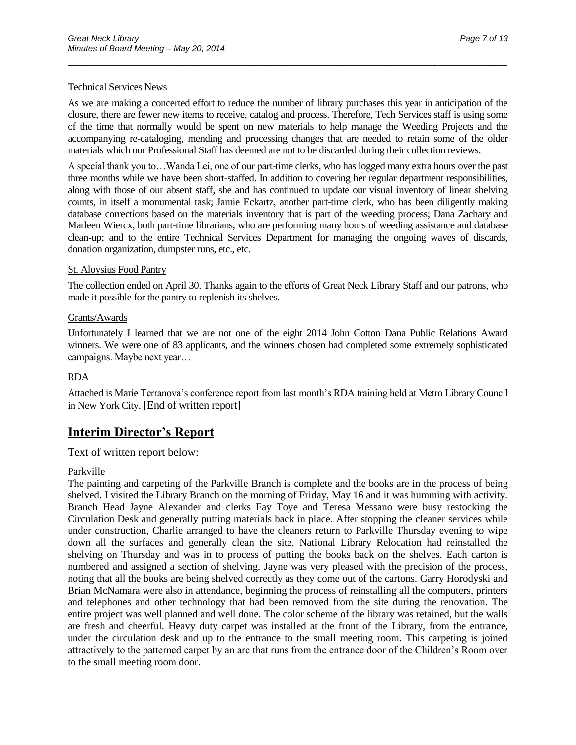Technical Services News

As we are making a concerted effort to reduce the number of library purchases this year in anticipation of the closure, there are fewer new items to receive, catalog and process. Therefore, Tech Services staff is using some of the time that normally would be spent on new materials to help manage the Weeding Projects and the accompanying re-cataloging, mending and processing changes that are needed to retain some of the older materials which our Professional Staff has deemed are not to be discarded during their collection reviews.

A special thank you to…Wanda Lei, one of our part-time clerks, who has logged many extra hours over the past three months while we have been short-staffed. In addition to covering her regular department responsibilities, along with those of our absent staff, she and has continued to update our visual inventory of linear shelving counts, in itself a monumental task; Jamie Eckartz, another part-time clerk, who has been diligently making database corrections based on the materials inventory that is part of the weeding process; Dana Zachary and Marleen Wiercx, both part-time librarians, who are performing many hours of weeding assistance and database clean-up; and to the entire Technical Services Department for managing the ongoing waves of discards, donation organization, dumpster runs, etc., etc.

St. Aloysius Food Pantry

The collection ended on April 30. Thanks again to the efforts of Great Neck Library Staff and our patrons, who made it possible for the pantry to replenish its shelves.

Grants/Awards

Unfortunately I learned that we are not one of the eight 2014 John Cotton Dana Public Relations Award winners. We were one of 83 applicants, and the winners chosen had completed some extremely sophisticated campaigns. Maybe next year…

RDA

Attached is Marie Terranova's conference report from last month's RDA training held at Metro Library Council in New York City. [End of written report]

## Interim Director's Report

Text of written report below:

Parkville

The painting and carpeting of the Parkville Branch is complete and the books are in the process of being shelved. I visited the Library Branch on the morning of Friday, May 16 and it was humming with activity. Branch Head Jayne Alexander and clerks Fay Toye and Teresa Messano were busy restocking the Circulation Desk and generally putting materials back in place. After stopping the cleaner services while under construction, Charlie arranged to have the cleaners return to Parkville Thursday evening to wipe down all the surfaces and generally clean the site. National Library Relocation had reinstalled the shelving on Thursday and was in to process of putting the books back on the shelves. Each carton is numbered and assigned a section of shelving. Jayne was very pleased with the precision of the process, noting that all the books are being shelved correctly as they come out of the cartons. Garry Horodyski and Brian McNamara were also in attendance, beginning the process of reinstalling all the computers, printers and telephones and other technology that had been removed from the site during the renovation. The entire project was well planned and well done. The color scheme of the library was retained, but the walls are fresh and cheerful. Heavy duty carpet was installed at the front of the Library, from the entrance, under the circulation desk and up to the entrance to the small meeting room. This carpeting is joined attractively to the patterned carpet by an arc that runs from the entrance door of the Children's Room over to the small meeting room door.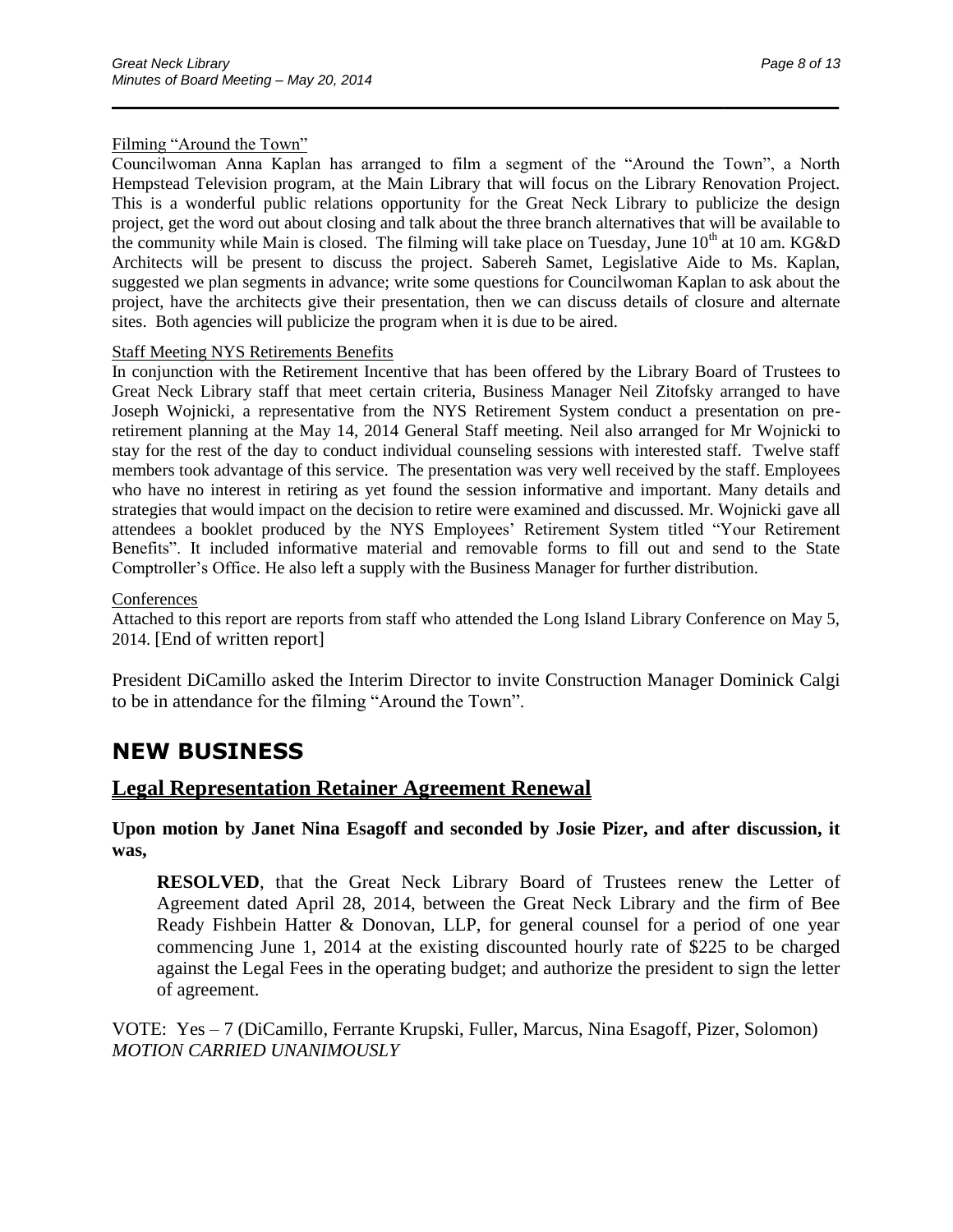Filming "Around the Town"

Councilwoman Anna Kaplan has arranged to film a segment of the "Around the Town", a North Hempstead Television program, at the Main Library that will focus on the Library Renovation Project. This is a wonderful public relations opportunity for the Great Neck Library to publicize the design project, get the word out about closing and talk about the three branch alternatives that will be available to the community while Main is closed. The filming will take place on Tuesday, June 10th at 10 am. KG&D Architects will be present to discuss the project. Sabereh Samet, Legislative Aide to Ms. Kaplan, suggested we plan segments in advance; write some questions for Councilwoman Kaplan to ask about the project, have the architects give their presentation, then we can discuss details of closure and alternate sites. Both agencies will publicize the program when it is due to be aired.

Staff Meeting NYS Retirements Benefits

In conjunction with the Retirement Incentive that has been offered by the Library Board of Trustees to Great Neck Library staff that meet certain criteria, Business Manager Neil Zitofsky arranged to have Joseph Wojnicki, a representative from the NYS Retirement System conduct a presentation on pre-retirement planning at the May 14, 2014 General Staff meeting. Neil also arranged for Mr Wojnicki to stay for the rest of the day to conduct individual counseling sessions with interested staff. Twelve staff members took advantage of this service. The presentation was very well received by the staff. Employees who have no interest in retiring as yet found the session informative and important. Many details and strategies that would impact on the decision to retire were examined and discussed. Mr. Wojnicki gave all attendees a booklet produced by the NYS Employees' Retirement System titled "Your Retirement Benefits". It included informative material and removable forms to fill out and send to the State Comptroller's Office. He also left a supply with the Business Manager for further distribution.

Conferences

Attached to this report are reports from staff who attended the Long Island Library Conference on May 5, 2014. [End of written report]

President DiCamillo asked the Interim Director to invite Construction Manager Dominick Calgi to be in attendance for the filming "Around the Town".

# NEW BUSINESS

## Legal Representation Retainer Agreement Renewal

**Upon motion by Janet Nina Esagoff and seconded by Josie Pizer, and after discussion, it was,**

> **RESOLVED**, that the Great Neck Library Board of Trustees renew the Letter of Agreement dated April 28, 2014, between the Great Neck Library and the firm of Bee Ready Fishbein Hatter & Donovan, LLP, for general counsel for a period of one year commencing June 1, 2014 at the existing discounted hourly rate of $225 to be charged against the Legal Fees in the operating budget; and authorize the president to sign the letter of agreement.

VOTE: Yes – 7 (DiCamillo, Ferrante Krupski, Fuller, Marcus, Nina Esagoff, Pizer, Solomon)
*MOTION CARRIED UNANIMOUSLY*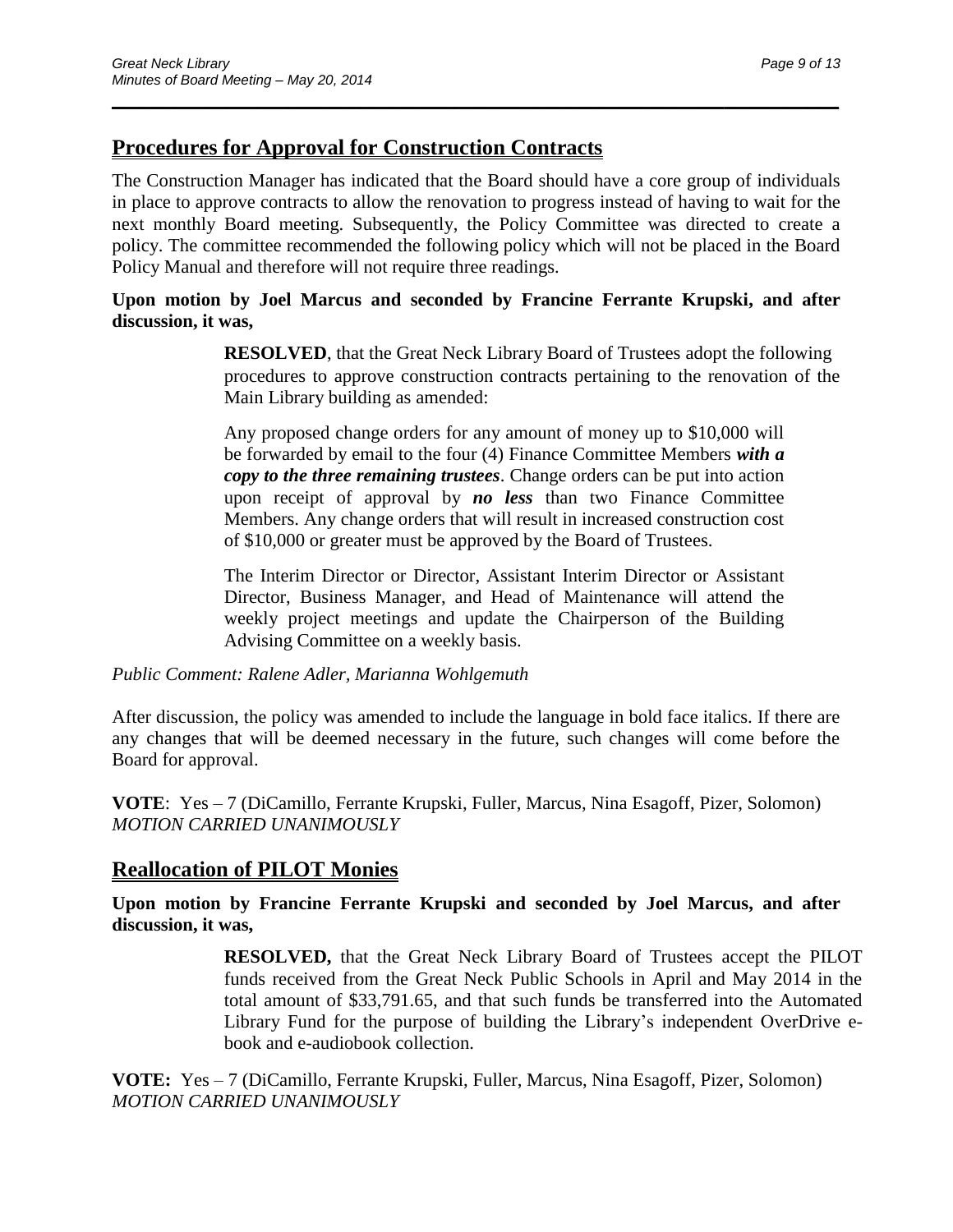## Procedures for Approval for Construction Contracts

The Construction Manager has indicated that the Board should have a core group of individuals in place to approve contracts to allow the renovation to progress instead of having to wait for the next monthly Board meeting. Subsequently, the Policy Committee was directed to create a policy. The committee recommended the following policy which will not be placed in the Board Policy Manual and therefore will not require three readings.

**Upon motion by Joel Marcus and seconded by Francine Ferrante Krupski, and after discussion, it was,**

> **RESOLVED**, that the Great Neck Library Board of Trustees adopt the following procedures to approve construction contracts pertaining to the renovation of the Main Library building as amended:
>
> Any proposed change orders for any amount of money up to $10,000 will be forwarded by email to the four (4) Finance Committee Members ***with a copy to the three remaining trustees***. Change orders can be put into action upon receipt of approval by ***no less*** than two Finance Committee Members. Any change orders that will result in increased construction cost of $10,000 or greater must be approved by the Board of Trustees.
>
> The Interim Director or Director, Assistant Interim Director or Assistant Director, Business Manager, and Head of Maintenance will attend the weekly project meetings and update the Chairperson of the Building Advising Committee on a weekly basis.

*Public Comment: Ralene Adler, Marianna Wohlgemuth*

After discussion, the policy was amended to include the language in bold face italics. If there are any changes that will be deemed necessary in the future, such changes will come before the Board for approval.

**VOTE**: Yes – 7 (DiCamillo, Ferrante Krupski, Fuller, Marcus, Nina Esagoff, Pizer, Solomon)
*MOTION CARRIED UNANIMOUSLY*

## Reallocation of PILOT Monies

**Upon motion by Francine Ferrante Krupski and seconded by Joel Marcus, and after discussion, it was,**

> **RESOLVED,** that the Great Neck Library Board of Trustees accept the PILOT funds received from the Great Neck Public Schools in April and May 2014 in the total amount of $33,791.65, and that such funds be transferred into the Automated Library Fund for the purpose of building the Library's independent OverDrive e-book and e-audiobook collection.

**VOTE:** Yes – 7 (DiCamillo, Ferrante Krupski, Fuller, Marcus, Nina Esagoff, Pizer, Solomon)
*MOTION CARRIED UNANIMOUSLY*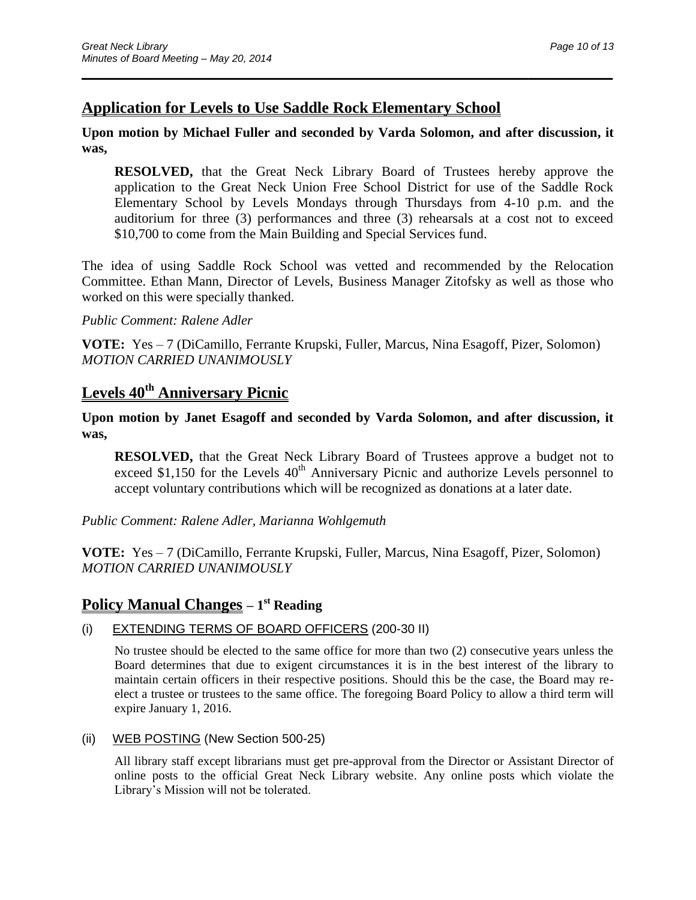## Application for Levels to Use Saddle Rock Elementary School

**Upon motion by Michael Fuller and seconded by Varda Solomon, and after discussion, it was,**

> **RESOLVED,** that the Great Neck Library Board of Trustees hereby approve the application to the Great Neck Union Free School District for use of the Saddle Rock Elementary School by Levels Mondays through Thursdays from 4-10 p.m. and the auditorium for three (3) performances and three (3) rehearsals at a cost not to exceed $10,700 to come from the Main Building and Special Services fund.

The idea of using Saddle Rock School was vetted and recommended by the Relocation Committee. Ethan Mann, Director of Levels, Business Manager Zitofsky as well as those who worked on this were specially thanked.

*Public Comment: Ralene Adler*

**VOTE:** Yes – 7 (DiCamillo, Ferrante Krupski, Fuller, Marcus, Nina Esagoff, Pizer, Solomon)
*MOTION CARRIED UNANIMOUSLY*

## Levels 40th Anniversary Picnic

**Upon motion by Janet Esagoff and seconded by Varda Solomon, and after discussion, it was,**

> **RESOLVED,** that the Great Neck Library Board of Trustees approve a budget not to exceed $1,150 for the Levels 40th Anniversary Picnic and authorize Levels personnel to accept voluntary contributions which will be recognized as donations at a later date.

*Public Comment: Ralene Adler, Marianna Wohlgemuth*

**VOTE:** Yes – 7 (DiCamillo, Ferrante Krupski, Fuller, Marcus, Nina Esagoff, Pizer, Solomon)
*MOTION CARRIED UNANIMOUSLY*

## Policy Manual Changes – 1st Reading

(i) EXTENDING TERMS OF BOARD OFFICERS (200-30 II)

> No trustee should be elected to the same office for more than two (2) consecutive years unless the Board determines that due to exigent circumstances it is in the best interest of the library to maintain certain officers in their respective positions. Should this be the case, the Board may re-elect a trustee or trustees to the same office. The foregoing Board Policy to allow a third term will expire January 1, 2016.

(ii) WEB POSTING (New Section 500-25)

> All library staff except librarians must get pre-approval from the Director or Assistant Director of online posts to the official Great Neck Library website. Any online posts which violate the Library's Mission will not be tolerated.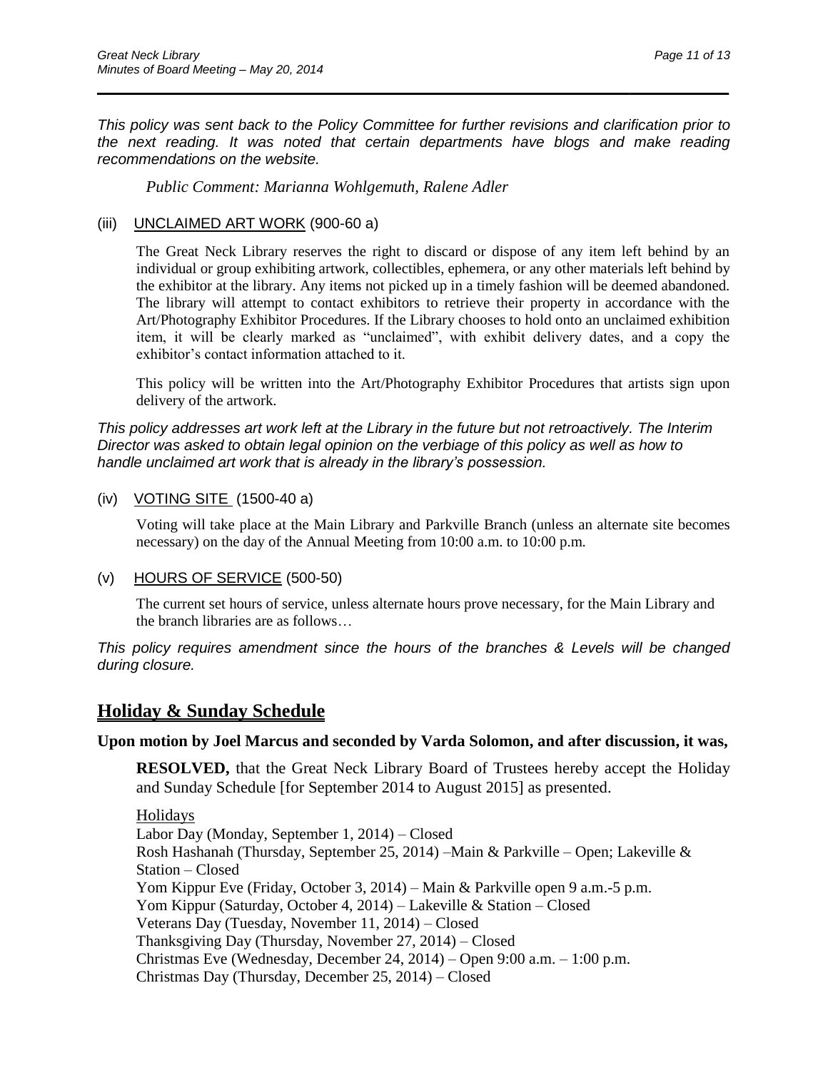*This policy was sent back to the Policy Committee for further revisions and clarification prior to the next reading. It was noted that certain departments have blogs and make reading recommendations on the website.*

*Public Comment: Marianna Wohlgemuth, Ralene Adler*

(iii) UNCLAIMED ART WORK (900-60 a)

The Great Neck Library reserves the right to discard or dispose of any item left behind by an individual or group exhibiting artwork, collectibles, ephemera, or any other materials left behind by the exhibitor at the library. Any items not picked up in a timely fashion will be deemed abandoned. The library will attempt to contact exhibitors to retrieve their property in accordance with the Art/Photography Exhibitor Procedures. If the Library chooses to hold onto an unclaimed exhibition item, it will be clearly marked as "unclaimed", with exhibit delivery dates, and a copy the exhibitor's contact information attached to it.

This policy will be written into the Art/Photography Exhibitor Procedures that artists sign upon delivery of the artwork.

*This policy addresses art work left at the Library in the future but not retroactively. The Interim Director was asked to obtain legal opinion on the verbiage of this policy as well as how to handle unclaimed art work that is already in the library's possession.*

(iv) VOTING SITE (1500-40 a)

Voting will take place at the Main Library and Parkville Branch (unless an alternate site becomes necessary) on the day of the Annual Meeting from 10:00 a.m. to 10:00 p.m.

(v) HOURS OF SERVICE (500-50)

The current set hours of service, unless alternate hours prove necessary, for the Main Library and the branch libraries are as follows…

*This policy requires amendment since the hours of the branches & Levels will be changed during closure.*

## Holiday & Sunday Schedule

**Upon motion by Joel Marcus and seconded by Varda Solomon, and after discussion, it was,**

**RESOLVED,** that the Great Neck Library Board of Trustees hereby accept the Holiday and Sunday Schedule [for September 2014 to August 2015] as presented.

Holidays
Labor Day (Monday, September 1, 2014) – Closed
Rosh Hashanah (Thursday, September 25, 2014) –Main & Parkville – Open; Lakeville & Station – Closed
Yom Kippur Eve (Friday, October 3, 2014) – Main & Parkville open 9 a.m.-5 p.m.
Yom Kippur (Saturday, October 4, 2014) – Lakeville & Station – Closed
Veterans Day (Tuesday, November 11, 2014) – Closed
Thanksgiving Day (Thursday, November 27, 2014) – Closed
Christmas Eve (Wednesday, December 24, 2014) – Open 9:00 a.m. – 1:00 p.m.
Christmas Day (Thursday, December 25, 2014) – Closed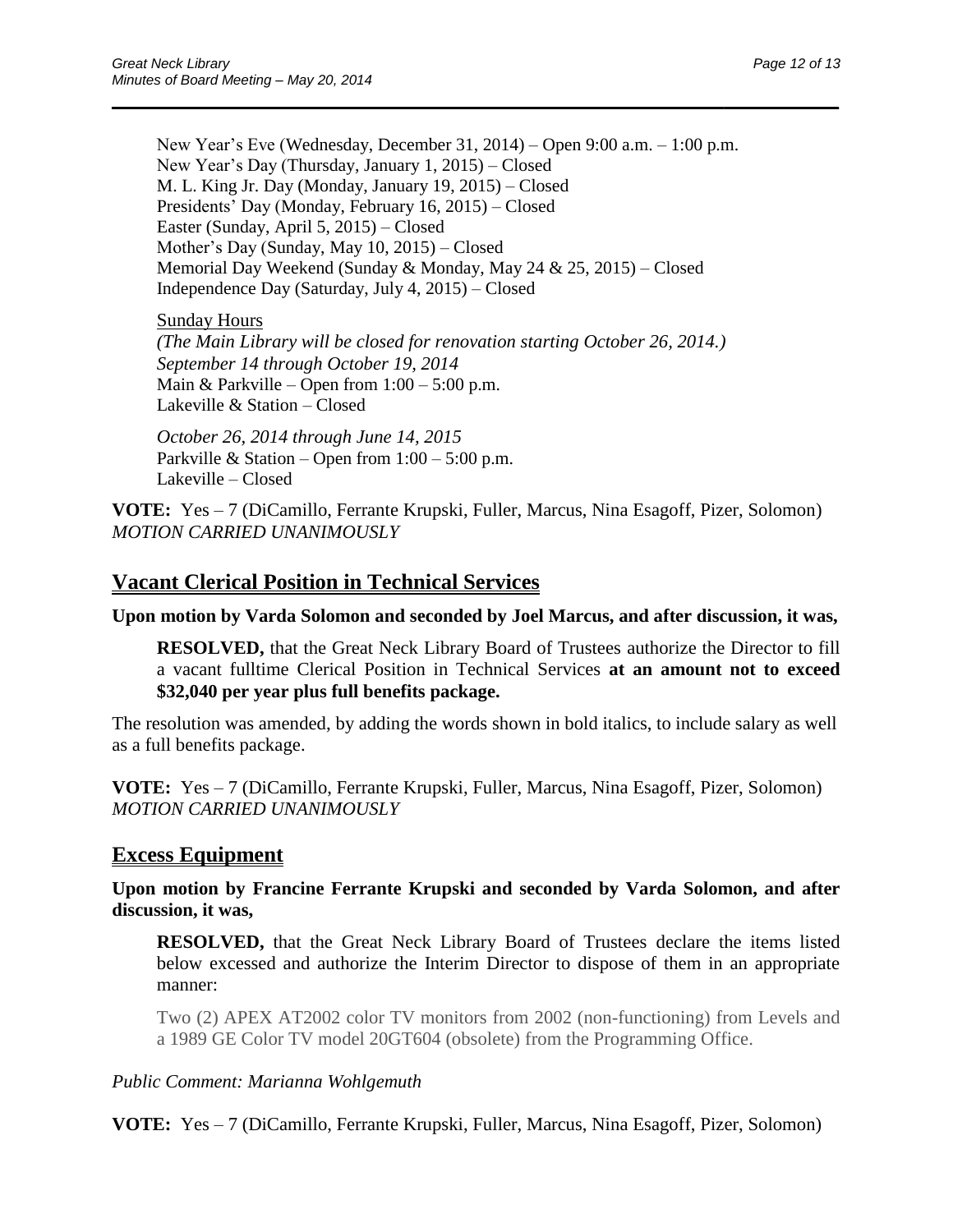New Year's Eve (Wednesday, December 31, 2014) – Open 9:00 a.m. – 1:00 p.m.
New Year's Day (Thursday, January 1, 2015) – Closed
M. L. King Jr. Day (Monday, January 19, 2015) – Closed
Presidents' Day (Monday, February 16, 2015) – Closed
Easter (Sunday, April 5, 2015) – Closed
Mother's Day (Sunday, May 10, 2015) – Closed
Memorial Day Weekend (Sunday & Monday, May 24 & 25, 2015) – Closed
Independence Day (Saturday, July 4, 2015) – Closed

<u>Sunday Hours</u>
*(The Main Library will be closed for renovation starting October 26, 2014.)*
*September 14 through October 19, 2014*
Main & Parkville – Open from 1:00 – 5:00 p.m.
Lakeville & Station – Closed

*October 26, 2014 through June 14, 2015*
Parkville & Station – Open from 1:00 – 5:00 p.m.
Lakeville – Closed

**VOTE:** Yes – 7 (DiCamillo, Ferrante Krupski, Fuller, Marcus, Nina Esagoff, Pizer, Solomon)
*MOTION CARRIED UNANIMOUSLY*

## Vacant Clerical Position in Technical Services

**Upon motion by Varda Solomon and seconded by Joel Marcus, and after discussion, it was,**

**RESOLVED,** that the Great Neck Library Board of Trustees authorize the Director to fill a vacant fulltime Clerical Position in Technical Services **at an amount not to exceed $32,040 per year plus full benefits package.**

The resolution was amended, by adding the words shown in bold italics, to include salary as well as a full benefits package.

**VOTE:** Yes – 7 (DiCamillo, Ferrante Krupski, Fuller, Marcus, Nina Esagoff, Pizer, Solomon)
*MOTION CARRIED UNANIMOUSLY*

## Excess Equipment

**Upon motion by Francine Ferrante Krupski and seconded by Varda Solomon, and after discussion, it was,**

**RESOLVED,** that the Great Neck Library Board of Trustees declare the items listed below excessed and authorize the Interim Director to dispose of them in an appropriate manner:

Two (2) APEX AT2002 color TV monitors from 2002 (non-functioning) from Levels and a 1989 GE Color TV model 20GT604 (obsolete) from the Programming Office.

*Public Comment: Marianna Wohlgemuth*

**VOTE:** Yes – 7 (DiCamillo, Ferrante Krupski, Fuller, Marcus, Nina Esagoff, Pizer, Solomon)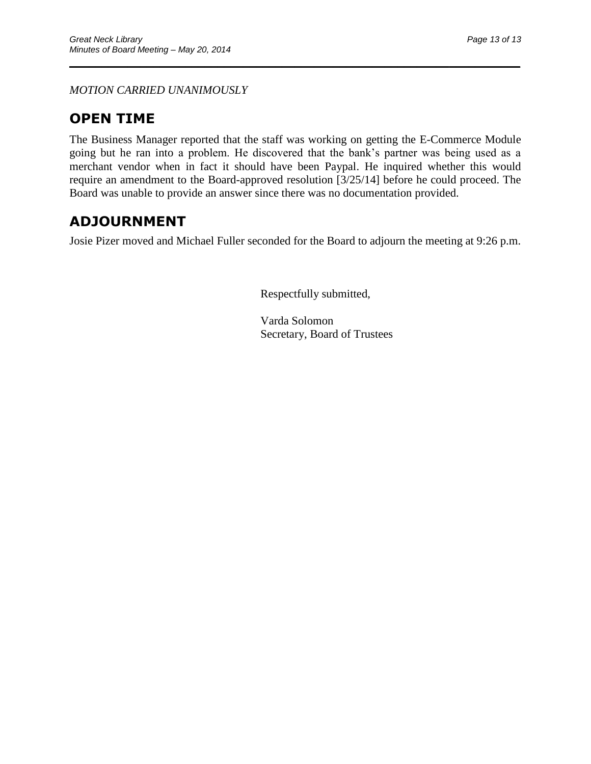*MOTION CARRIED UNANIMOUSLY*

## OPEN TIME

The Business Manager reported that the staff was working on getting the E-Commerce Module going but he ran into a problem. He discovered that the bank's partner was being used as a merchant vendor when in fact it should have been Paypal. He inquired whether this would require an amendment to the Board-approved resolution [3/25/14] before he could proceed. The Board was unable to provide an answer since there was no documentation provided.

## ADJOURNMENT

Josie Pizer moved and Michael Fuller seconded for the Board to adjourn the meeting at 9:26 p.m.

Respectfully submitted,

Varda Solomon
Secretary, Board of Trustees